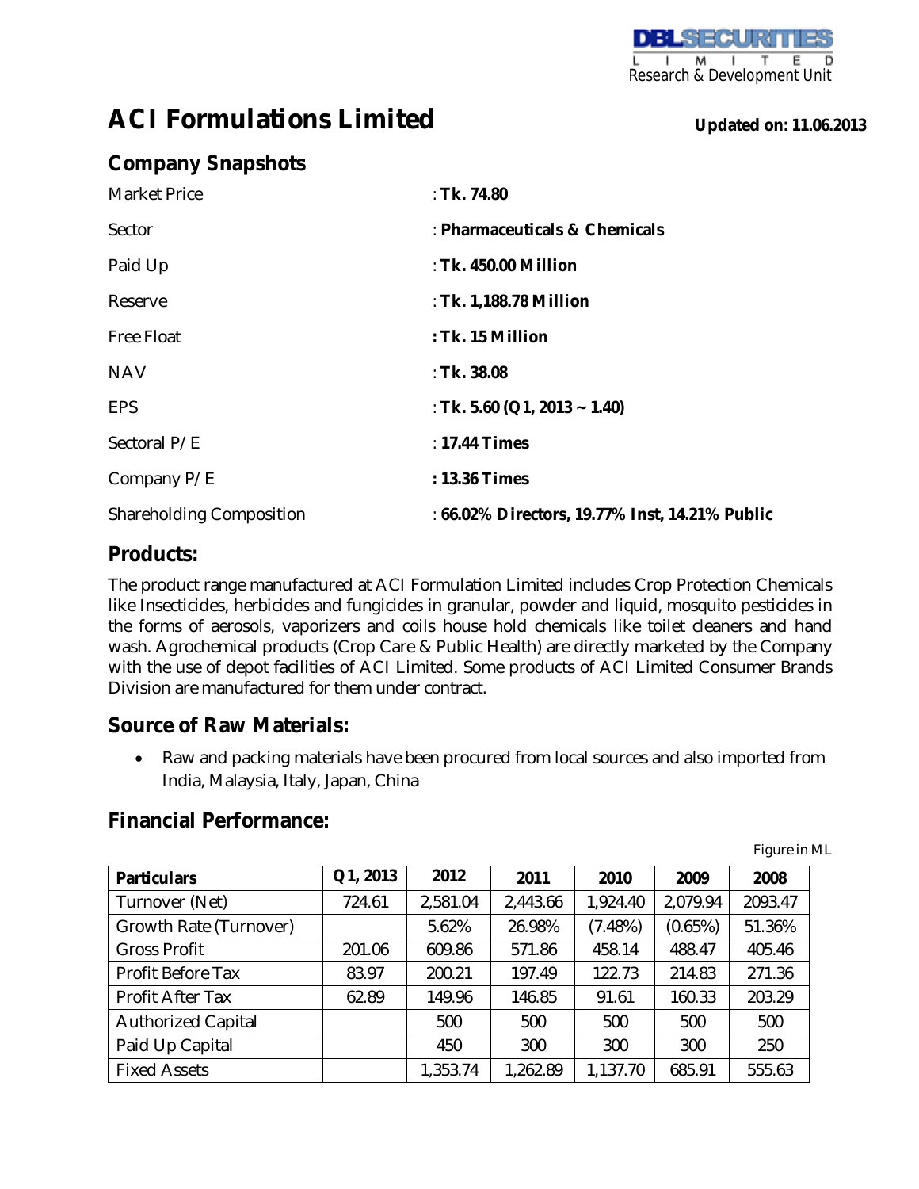DBLSECURITIES LIMITED
Research & Development Unit

# ACI Formulations Limited

**Updated on: 11.06.2013**

## Company Snapshots

| | |
|---|---|
| Market Price | : **Tk. 74.80** |
| Sector | : **Pharmaceuticals & Chemicals** |
| Paid Up | : **Tk. 450.00 Million** |
| Reserve | : **Tk. 1,188.78 Million** |
| Free Float | **: Tk. 15 Million** |
| NAV | : **Tk. 38.08** |
| EPS | : **Tk. 5.60 (Q1, 2013 ~ 1.40)** |
| Sectoral P/E | : **17.44 Times** |
| Company P/E | **: 13.36 Times** |
| Shareholding Composition | : **66.02% Directors, 19.77% Inst, 14.21% Public** |

## Products:

The product range manufactured at ACI Formulation Limited includes Crop Protection Chemicals like Insecticides, herbicides and fungicides in granular, powder and liquid, mosquito pesticides in the forms of aerosols, vaporizers and coils house hold chemicals like toilet cleaners and hand wash. Agrochemical products (Crop Care & Public Health) are directly marketed by the Company with the use of depot facilities of ACI Limited. Some products of ACI Limited Consumer Brands Division are manufactured for them under contract.

## Source of Raw Materials:

- Raw and packing materials have been procured from local sources and also imported from India, Malaysia, Italy, Japan, China

## Financial Performance:

Figure in ML

| Particulars | Q1, 2013 | 2012 | 2011 | 2010 | 2009 | 2008 |
|---|---|---|---|---|---|---|
| Turnover (Net) | 724.61 | 2,581.04 | 2,443.66 | 1,924.40 | 2,079.94 | 2093.47 |
| Growth Rate (Turnover) | | 5.62% | 26.98% | (7.48%) | (0.65%) | 51.36% |
| Gross Profit | 201.06 | 609.86 | 571.86 | 458.14 | 488.47 | 405.46 |
| Profit Before Tax | 83.97 | 200.21 | 197.49 | 122.73 | 214.83 | 271.36 |
| Profit After Tax | 62.89 | 149.96 | 146.85 | 91.61 | 160.33 | 203.29 |
| Authorized Capital | | 500 | 500 | 500 | 500 | 500 |
| Paid Up Capital | | 450 | 300 | 300 | 300 | 250 |
| Fixed Assets | | 1,353.74 | 1,262.89 | 1,137.70 | 685.91 | 555.63 |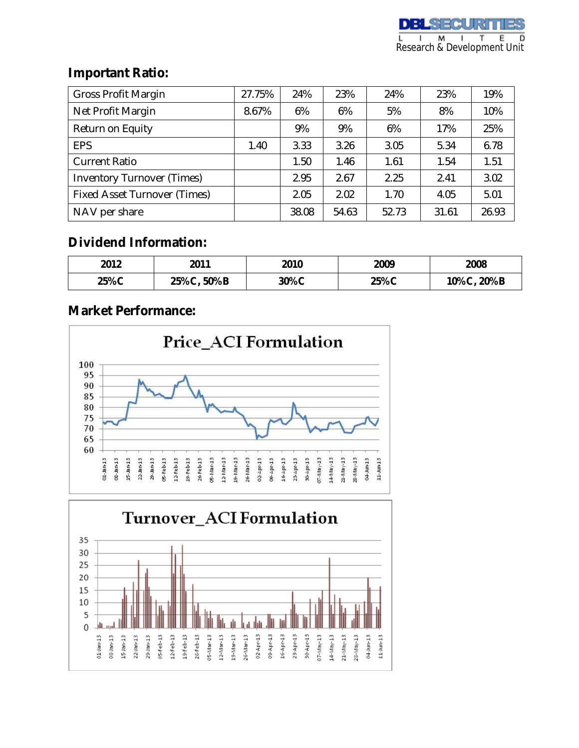## Important Ratio:

| | | | | | | |
|---|---|---|---|---|---|---|
| Gross Profit Margin | 27.75% | 24% | 23% | 24% | 23% | 19% |
| Net Profit Margin | 8.67% | 6% | 6% | 5% | 8% | 10% |
| Return on Equity | | 9% | 9% | 6% | 17% | 25% |
| EPS | 1.40 | 3.33 | 3.26 | 3.05 | 5.34 | 6.78 |
| Current Ratio | | 1.50 | 1.46 | 1.61 | 1.54 | 1.51 |
| Inventory Turnover (Times) | | 2.95 | 2.67 | 2.25 | 2.41 | 3.02 |
| Fixed Asset Turnover (Times) | | 2.05 | 2.02 | 1.70 | 4.05 | 5.01 |
| NAV per share | | 38.08 | 54.63 | 52.73 | 31.61 | 26.93 |

## Dividend Information:

| 2012 | 2011 | 2010 | 2009 | 2008 |
|---|---|---|---|---|
| 25%C | 25%C, 50%B | 30%C | 25%C | 10%C, 20%B |

## Market Performance:

Price_ACI Formulation

100
95
90
85
80
75
70
65
60

01-Jan-13 08-Jan-13 15-Jan-13 22-Jan-13 29-Jan-13 05-Feb-13 12-Feb-13 19-Feb-13 26-Feb-13 05-Mar-13 12-Mar-13 19-Mar-13 26-Mar-13 02-Apr-13 09-Apr-13 16-Apr-13 23-Apr-13 30-Apr-13 07-May-13 14-May-13 21-May-13 28-May-13 04-Jun-13 11-Jun-13

Turnover_ACI Formulation

35
30
25
20
15
10
5
0

01-Jan-13 08-Jan-13 15-Jan-13 22-Jan-13 29-Jan-13 05-Feb-13 12-Feb-13 19-Feb-13 26-Feb-13 05-Mar-13 12-Mar-13 19-Mar-13 26-Mar-13 02-Apr-13 09-Apr-13 16-Apr-13 23-Apr-13 30-Apr-13 07-May-13 14-May-13 21-May-13 28-May-13 04-Jun-13 11-Jun-13